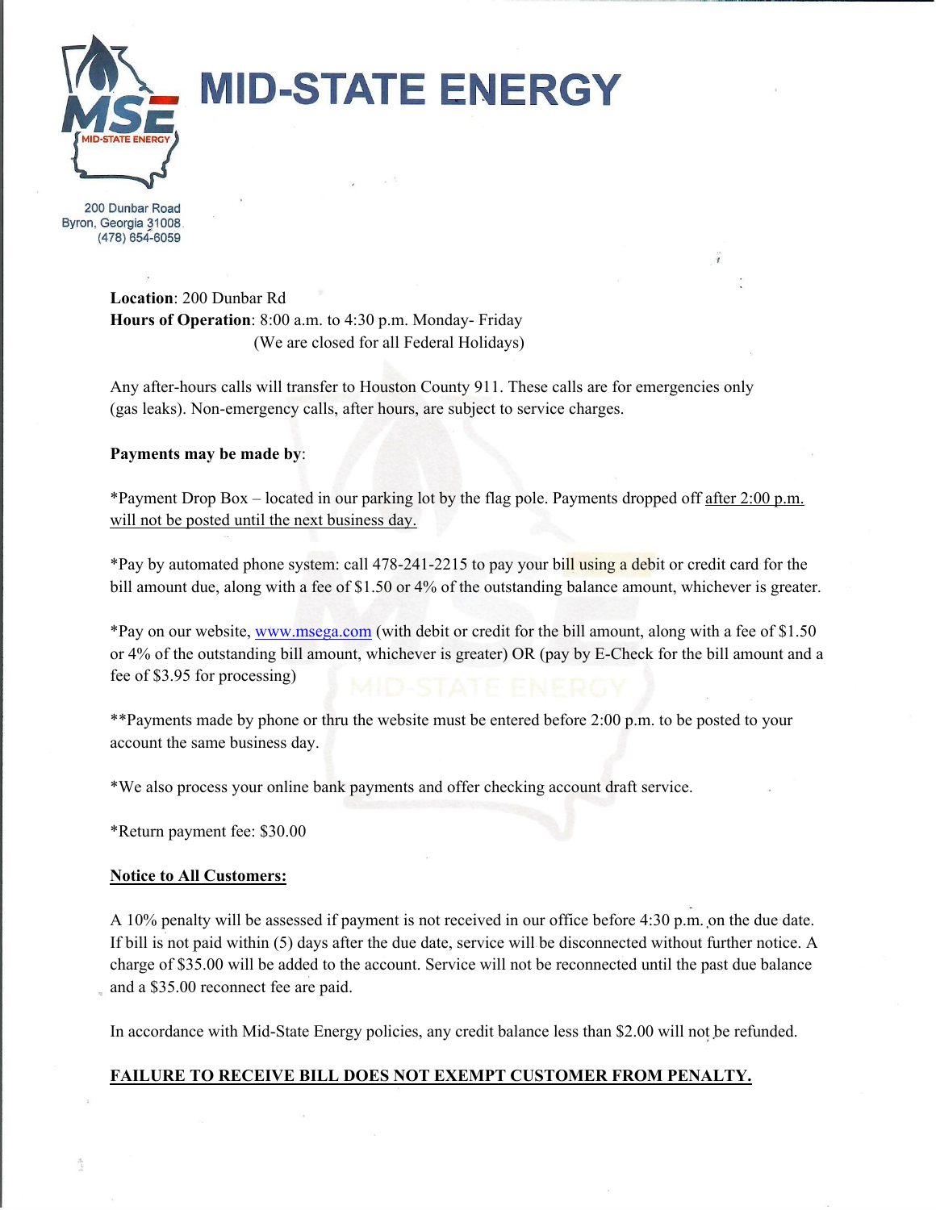# MID-STATE ENERGY

200 Dunbar Road
Byron, Georgia 31008
(478) 654-6059

**Location**: 200 Dunbar Rd
**Hours of Operation**: 8:00 a.m. to 4:30 p.m. Monday- Friday
(We are closed for all Federal Holidays)

Any after-hours calls will transfer to Houston County 911. These calls are for emergencies only (gas leaks). Non-emergency calls, after hours, are subject to service charges.

**Payments may be made by**:

*Payment Drop Box – located in our parking lot by the flag pole. Payments dropped off after 2:00 p.m. will not be posted until the next business day.

*Pay by automated phone system: call 478-241-2215 to pay your bill using a debit or credit card for the bill amount due, along with a fee of $1.50 or 4% of the outstanding balance amount, whichever is greater.

*Pay on our website, www.msega.com (with debit or credit for the bill amount, along with a fee of $1.50 or 4% of the outstanding bill amount, whichever is greater) OR (pay by E-Check for the bill amount and a fee of $3.95 for processing)

**Payments made by phone or thru the website must be entered before 2:00 p.m. to be posted to your account the same business day.

*We also process your online bank payments and offer checking account draft service.

*Return payment fee: $30.00

**Notice to All Customers:**

A 10% penalty will be assessed if payment is not received in our office before 4:30 p.m. on the due date. If bill is not paid within (5) days after the due date, service will be disconnected without further notice. A charge of $35.00 will be added to the account. Service will not be reconnected until the past due balance and a $35.00 reconnect fee are paid.

In accordance with Mid-State Energy policies, any credit balance less than $2.00 will not be refunded.

**FAILURE TO RECEIVE BILL DOES NOT EXEMPT CUSTOMER FROM PENALTY.**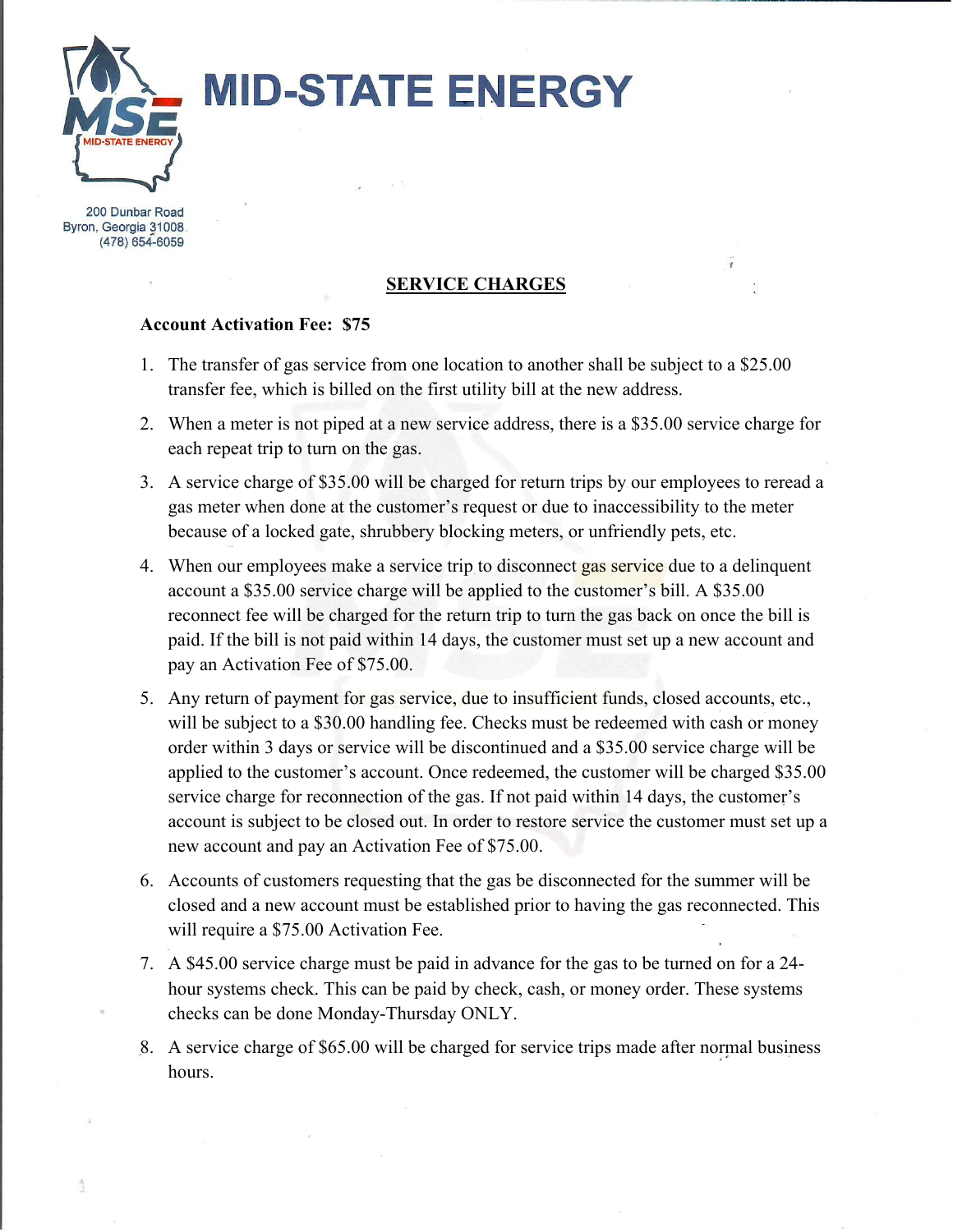# MID-STATE ENERGY

200 Dunbar Road
Byron, Georgia 31008
(478) 654-6059

## SERVICE CHARGES

**Account Activation Fee: $75**

1. The transfer of gas service from one location to another shall be subject to a $25.00 transfer fee, which is billed on the first utility bill at the new address.
2. When a meter is not piped at a new service address, there is a $35.00 service charge for each repeat trip to turn on the gas.
3. A service charge of $35.00 will be charged for return trips by our employees to reread a gas meter when done at the customer's request or due to inaccessibility to the meter because of a locked gate, shrubbery blocking meters, or unfriendly pets, etc.
4. When our employees make a service trip to disconnect gas service due to a delinquent account a $35.00 service charge will be applied to the customer's bill. A $35.00 reconnect fee will be charged for the return trip to turn the gas back on once the bill is paid. If the bill is not paid within 14 days, the customer must set up a new account and pay an Activation Fee of $75.00.
5. Any return of payment for gas service, due to insufficient funds, closed accounts, etc., will be subject to a $30.00 handling fee. Checks must be redeemed with cash or money order within 3 days or service will be discontinued and a $35.00 service charge will be applied to the customer's account. Once redeemed, the customer will be charged $35.00 service charge for reconnection of the gas. If not paid within 14 days, the customer's account is subject to be closed out. In order to restore service the customer must set up a new account and pay an Activation Fee of $75.00.
6. Accounts of customers requesting that the gas be disconnected for the summer will be closed and a new account must be established prior to having the gas reconnected. This will require a $75.00 Activation Fee.
7. A $45.00 service charge must be paid in advance for the gas to be turned on for a 24-hour systems check. This can be paid by check, cash, or money order. These systems checks can be done Monday-Thursday ONLY.
8. A service charge of $65.00 will be charged for service trips made after normal business hours.